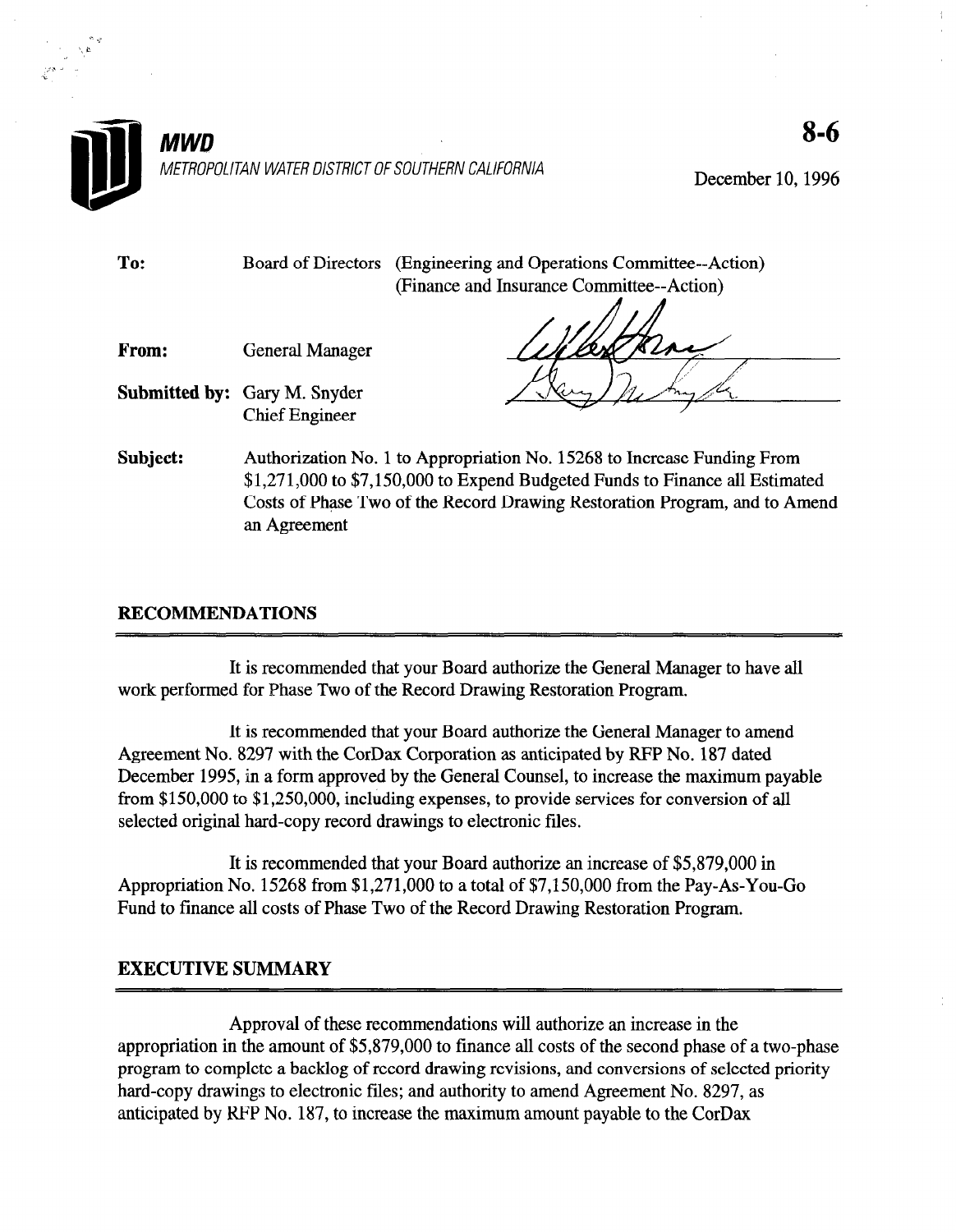**MWD**

METROPOLITAN WATER DISTRICT OF SOUTHERN CALIFORNIA

**8-6**

December 10, 1996

| | | |
|---|---|---|
| **To:** | Board of Directors | (Engineering and Operations Committee--Action) (Finance and Insurance Committee--Action) |
| **From:** | General Manager | |
| **Submitted by:** | Gary M. Snyder Chief Engineer | |
| **Subject:** | Authorization No. 1 to Appropriation No. 15268 to Increase Funding From $1,271,000 to $7,150,000 to Expend Budgeted Funds to Finance all Estimated Costs of Phase Two of the Record Drawing Restoration Program, and to Amend an Agreement | |

## RECOMMENDATIONS

It is recommended that your Board authorize the General Manager to have all work performed for Phase Two of the Record Drawing Restoration Program.

It is recommended that your Board authorize the General Manager to amend Agreement No. 8297 with the CorDax Corporation as anticipated by RFP No. 187 dated December 1995, in a form approved by the General Counsel, to increase the maximum payable from $150,000 to $1,250,000, including expenses, to provide services for conversion of all selected original hard-copy record drawings to electronic files.

It is recommended that your Board authorize an increase of $5,879,000 in Appropriation No. 15268 from $1,271,000 to a total of $7,150,000 from the Pay-As-You-Go Fund to finance all costs of Phase Two of the Record Drawing Restoration Program.

## EXECUTIVE SUMMARY

Approval of these recommendations will authorize an increase in the appropriation in the amount of $5,879,000 to finance all costs of the second phase of a two-phase program to complete a backlog of record drawing revisions, and conversions of selected priority hard-copy drawings to electronic files; and authority to amend Agreement No. 8297, as anticipated by RFP No. 187, to increase the maximum amount payable to the CorDax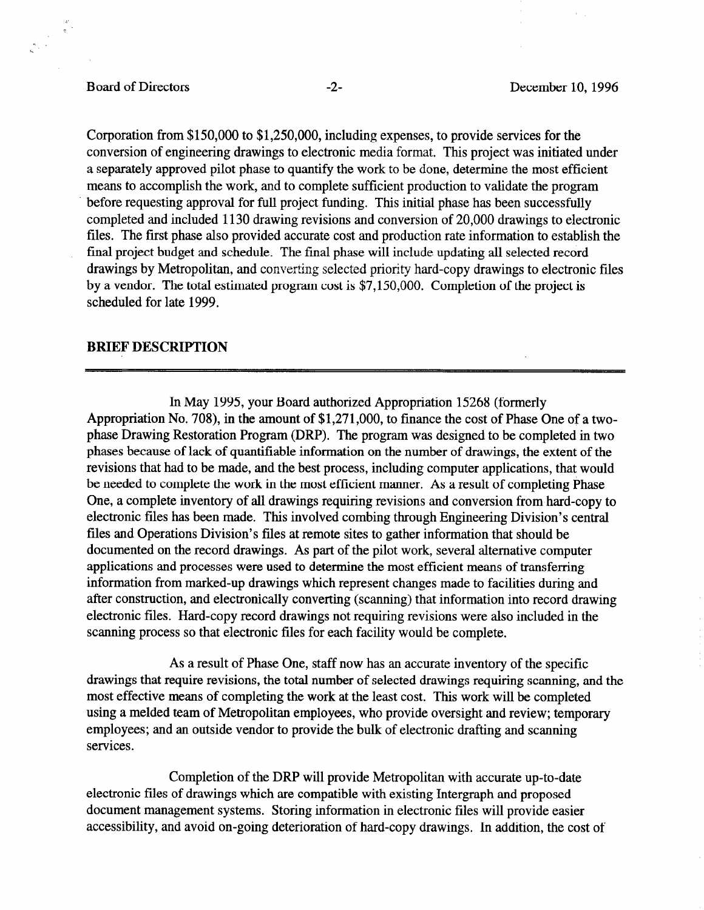Corporation from $150,000 to $1,250,000, including expenses, to provide services for the conversion of engineering drawings to electronic media format. This project was initiated under a separately approved pilot phase to quantify the work to be done, determine the most efficient means to accomplish the work, and to complete sufficient production to validate the program before requesting approval for full project funding. This initial phase has been successfully completed and included 1130 drawing revisions and conversion of 20,000 drawings to electronic files. The first phase also provided accurate cost and production rate information to establish the final project budget and schedule. The final phase will include updating all selected record drawings by Metropolitan, and converting selected priority hard-copy drawings to electronic files by a vendor. The total estimated program cost is $7,150,000. Completion of the project is scheduled for late 1999.

## BRIEF DESCRIPTION

In May 1995, your Board authorized Appropriation 15268 (formerly Appropriation No. 708), in the amount of $1,271,000, to finance the cost of Phase One of a two-phase Drawing Restoration Program (DRP). The program was designed to be completed in two phases because of lack of quantifiable information on the number of drawings, the extent of the revisions that had to be made, and the best process, including computer applications, that would be needed to complete the work in the most efficient manner. As a result of completing Phase One, a complete inventory of all drawings requiring revisions and conversion from hard-copy to electronic files has been made. This involved combing through Engineering Division's central files and Operations Division's files at remote sites to gather information that should be documented on the record drawings. As part of the pilot work, several alternative computer applications and processes were used to determine the most efficient means of transferring information from marked-up drawings which represent changes made to facilities during and after construction, and electronically converting (scanning) that information into record drawing electronic files. Hard-copy record drawings not requiring revisions were also included in the scanning process so that electronic files for each facility would be complete.

As a result of Phase One, staff now has an accurate inventory of the specific drawings that require revisions, the total number of selected drawings requiring scanning, and the most effective means of completing the work at the least cost. This work will be completed using a melded team of Metropolitan employees, who provide oversight and review; temporary employees; and an outside vendor to provide the bulk of electronic drafting and scanning services.

Completion of the DRP will provide Metropolitan with accurate up-to-date electronic files of drawings which are compatible with existing Intergraph and proposed document management systems. Storing information in electronic files will provide easier accessibility, and avoid on-going deterioration of hard-copy drawings. In addition, the cost of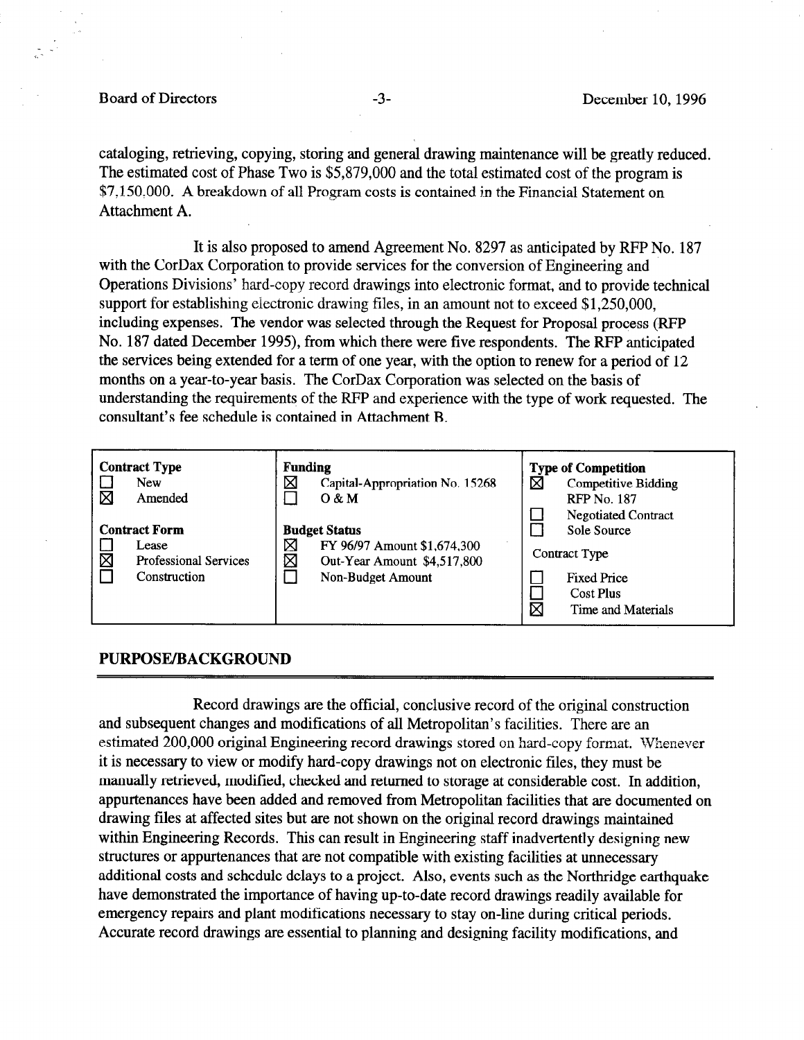cataloging, retrieving, copying, storing and general drawing maintenance will be greatly reduced. The estimated cost of Phase Two is $5,879,000 and the total estimated cost of the program is $7,150,000. A breakdown of all Program costs is contained in the Financial Statement on Attachment A.

It is also proposed to amend Agreement No. 8297 as anticipated by RFP No. 187 with the CorDax Corporation to provide services for the conversion of Engineering and Operations Divisions' hard-copy record drawings into electronic format, and to provide technical support for establishing electronic drawing files, in an amount not to exceed $1,250,000, including expenses. The vendor was selected through the Request for Proposal process (RFP No. 187 dated December 1995), from which there were five respondents. The RFP anticipated the services being extended for a term of one year, with the option to renew for a period of 12 months on a year-to-year basis. The CorDax Corporation was selected on the basis of understanding the requirements of the RFP and experience with the type of work requested. The consultant's fee schedule is contained in Attachment B.

| Contract Type | Funding | Type of Competition |
|---|---|---|
| ☐ New | ☒ Capital-Appropriation No. 15268 | ☒ Competitive Bidding RFP No. 187 |
| ☒ Amended | ☐ O & M | ☐ Negotiated Contract |
| **Contract Form** | **Budget Status** | ☐ Sole Source |
| ☐ Lease | ☒ FY 96/97 Amount $1,674,300 | Contract Type |
| ☒ Professional Services | ☒ Out-Year Amount $4,517,800 | ☐ Fixed Price |
| ☐ Construction | ☐ Non-Budget Amount | ☐ Cost Plus |
| | | ☒ Time and Materials |

## PURPOSE/BACKGROUND

Record drawings are the official, conclusive record of the original construction and subsequent changes and modifications of all Metropolitan's facilities. There are an estimated 200,000 original Engineering record drawings stored on hard-copy format. Whenever it is necessary to view or modify hard-copy drawings not on electronic files, they must be manually retrieved, modified, checked and returned to storage at considerable cost. In addition, appurtenances have been added and removed from Metropolitan facilities that are documented on drawing files at affected sites but are not shown on the original record drawings maintained within Engineering Records. This can result in Engineering staff inadvertently designing new structures or appurtenances that are not compatible with existing facilities at unnecessary additional costs and schedule delays to a project. Also, events such as the Northridge earthquake have demonstrated the importance of having up-to-date record drawings readily available for emergency repairs and plant modifications necessary to stay on-line during critical periods. Accurate record drawings are essential to planning and designing facility modifications, and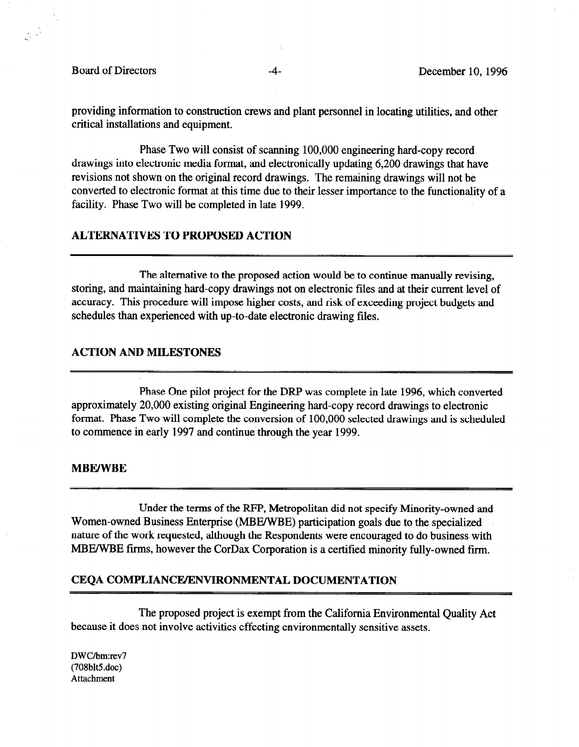providing information to construction crews and plant personnel in locating utilities, and other critical installations and equipment.

Phase Two will consist of scanning 100,000 engineering hard-copy record drawings into electronic media format, and electronically updating 6,200 drawings that have revisions not shown on the original record drawings. The remaining drawings will not be converted to electronic format at this time due to their lesser importance to the functionality of a facility. Phase Two will be completed in late 1999.

## ALTERNATIVES TO PROPOSED ACTION

The alternative to the proposed action would be to continue manually revising, storing, and maintaining hard-copy drawings not on electronic files and at their current level of accuracy. This procedure will impose higher costs, and risk of exceeding project budgets and schedules than experienced with up-to-date electronic drawing files.

## ACTION AND MILESTONES

Phase One pilot project for the DRP was complete in late 1996, which converted approximately 20,000 existing original Engineering hard-copy record drawings to electronic format. Phase Two will complete the conversion of 100,000 selected drawings and is scheduled to commence in early 1997 and continue through the year 1999.

## MBE/WBE

Under the terms of the RFP, Metropolitan did not specify Minority-owned and Women-owned Business Enterprise (MBE/WBE) participation goals due to the specialized nature of the work requested, although the Respondents were encouraged to do business with MBE/WBE firms, however the CorDax Corporation is a certified minority fully-owned firm.

## CEQA COMPLIANCE/ENVIRONMENTAL DOCUMENTATION

The proposed project is exempt from the California Environmental Quality Act because it does not involve activities effecting environmentally sensitive assets.

DWC/bm:rev7
(708blt5.doc)
Attachment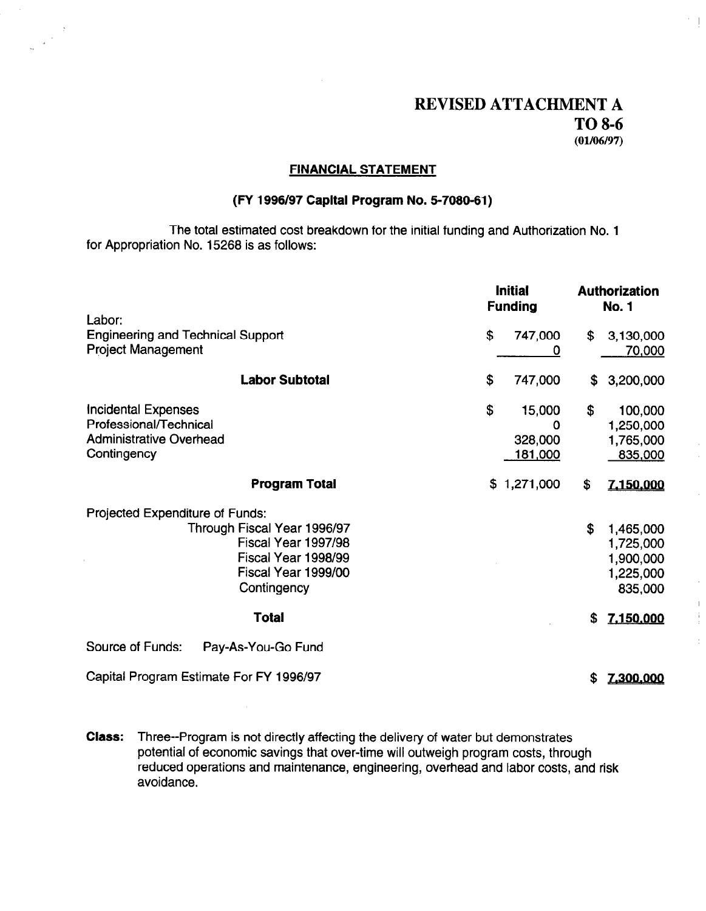# REVISED ATTACHMENT A
## TO 8-6
(01/06/97)

**FINANCIAL STATEMENT**

**(FY 1996/97 Capital Program No. 5-7080-61)**

The total estimated cost breakdown for the initial funding and Authorization No. 1 for Appropriation No. 15268 is as follows:

| | Initial Funding | Authorization No. 1 |
|---|---|---|
| Labor: | | |
| Engineering and Technical Support | $ 747,000 | $ 3,130,000 |
| Project Management | 0 | 70,000 |
| **Labor Subtotal** | $ 747,000 | $ 3,200,000 |
| Incidental Expenses | $ 15,000 | $ 100,000 |
| Professional/Technical | 0 | 1,250,000 |
| Administrative Overhead | 328,000 | 1,765,000 |
| Contingency | 181,000 | 835,000 |
| **Program Total** | $ 1,271,000 | $ 7,150,000 |
| Projected Expenditure of Funds: | | |
| Through Fiscal Year 1996/97 | | $ 1,465,000 |
| Fiscal Year 1997/98 | | 1,725,000 |
| Fiscal Year 1998/99 | | 1,900,000 |
| Fiscal Year 1999/00 | | 1,225,000 |
| Contingency | | 835,000 |
| **Total** | | $ 7,150,000 |

Source of Funds: Pay-As-You-Go Fund

Capital Program Estimate For FY 1996/97 $ 7,300,000

**Class:** Three--Program is not directly affecting the delivery of water but demonstrates potential of economic savings that over-time will outweigh program costs, through reduced operations and maintenance, engineering, overhead and labor costs, and risk avoidance.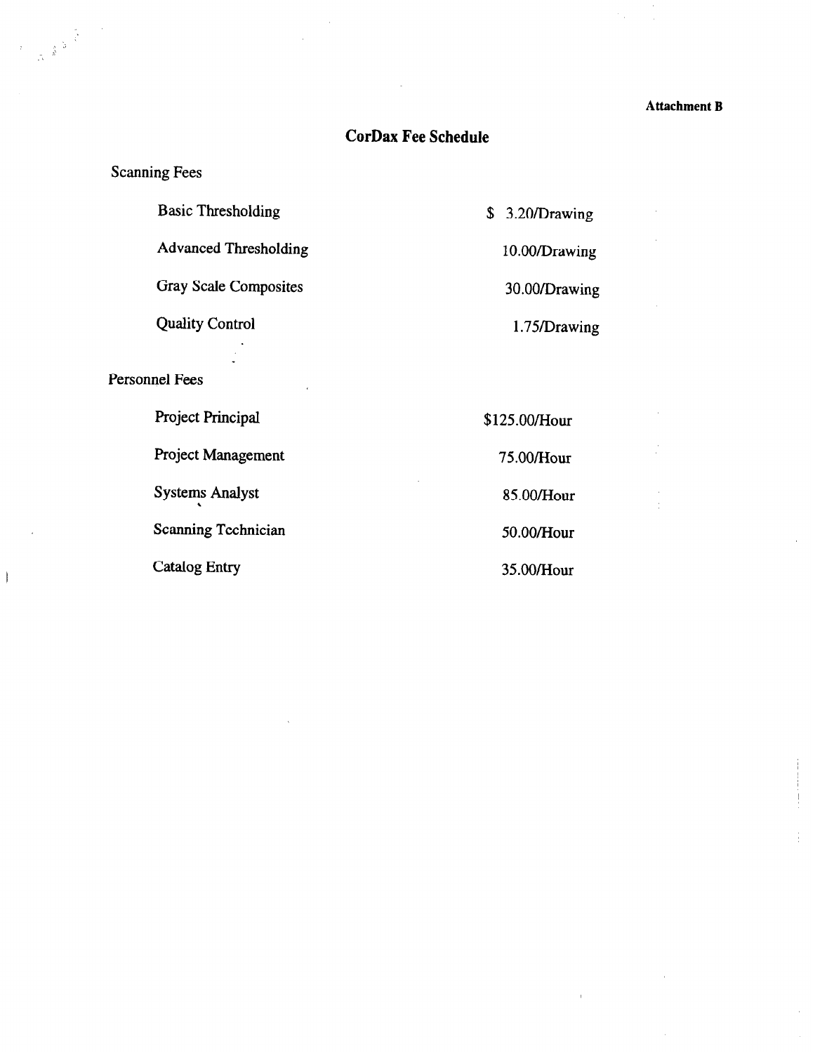**Attachment B**

# CorDax Fee Schedule

| | |
|---|---|
| **Scanning Fees** | |
| Basic Thresholding | $ 3.20/Drawing |
| Advanced Thresholding | 10.00/Drawing |
| Gray Scale Composites | 30.00/Drawing |
| Quality Control | 1.75/Drawing |
| **Personnel Fees** | |
| Project Principal | $125.00/Hour |
| Project Management | 75.00/Hour |
| Systems Analyst | 85.00/Hour |
| Scanning Technician | 50.00/Hour |
| Catalog Entry | 35.00/Hour |